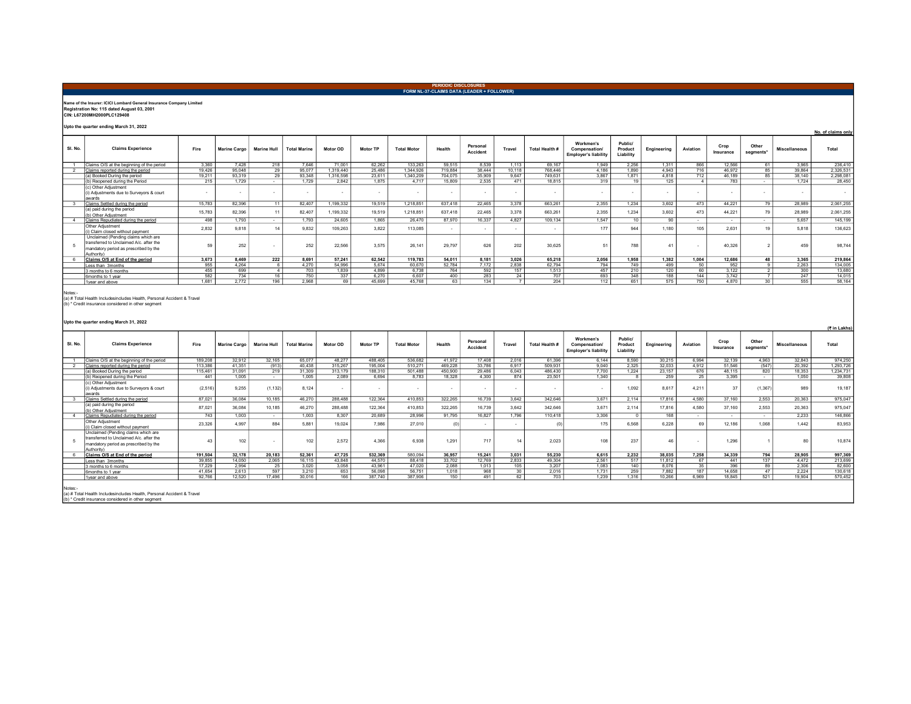## PERIODIC DISCLOSURES

## FORM NL-37-CLAIMS DATA (LEADER + FOLLOWER)

**Name of the Insurer: ICICI Lombard General Insurance Company Limited**
**Registration No: 115 dated August 03, 2001**
**CIN: L67200MH2000PLC129408**

**Upto the quarter ending March 31, 2022**

**No. of claims only**

| Sl. No. | Claims Experience | Fire | Marine Cargo | Marine Hull | Total Marine | Motor OD | Motor TP | Total Motor | Health | Personal Accident | Travel | Total Health # | Workmen's Compensation/ Employer's liability | Public/ Product Liability | Engineering | Aviation | Crop Insurance | Other segments* | Miscellaneous | Total |
|---|---|---|---|---|---|---|---|---|---|---|---|---|---|---|---|---|---|---|---|---|
| 1 | Claims O/S at the beginning of the period | 3,360 | 7,428 | 218 | 7,646 | 71,001 | 62,262 | 133,263 | 59,515 | 8,539 | 1,113 | 69,167 | 1,949 | 2,256 | 1,311 | 866 | 12,566 | 61 | 3,965 | 236,410 |
| 2 | Claims reported during the period | 19,426 | 95,048 | 29 | 95,077 | 1,319,440 | 25,486 | 1,344,926 | 719,884 | 38,444 | 10,118 | 768,446 | 4,186 | 1,890 | 4,943 | 716 | 46,972 | 85 | 39,864 | 2,326,531 |
| | (a) Booked During the period | 19,211 | 93,319 | 29 | 93,348 | 1,316,598 | 23,611 | 1,340,209 | 704,075 | 35,909 | 9,647 | 749,631 | 3,867 | 1,871 | 4,818 | 712 | 46,189 | 85 | 38,140 | 2,298,081 |
| | (b) Reopened during the Period | 215 | 1,729 | - | 1,729 | 2,842 | 1,875 | 4,717 | 15,809 | 2,535 | 471 | 18,815 | 319 | 19 | 125 | 4 | 783 | - | 1,724 | 28,450 |
| | (c) Other Adjustment (i) Adjustments due to Surveyors & court awards | - | - | - | - | - | - | - | - | - | - | - | - | - | - | - | - | - | - | - |
| 3 | Claims Settled during the period | 15,783 | 82,396 | 11 | 82,407 | 1,199,332 | 19,519 | 1,218,851 | 637,418 | 22,465 | 3,378 | 663,261 | 2,355 | 1,234 | 3,602 | 473 | 44,221 | 79 | 28,989 | 2,061,255 |
| | (a) paid during the period (b) Other Adjustment | 15,783 | 82,396 | 11 | 82,407 | 1,199,332 | 19,519 | 1,218,851 | 637,418 | 22,465 | 3,378 | 663,261 | 2,355 | 1,234 | 3,602 | 473 | 44,221 | 79 | 28,989 | 2,061,255 |
| 4 | Claims Repudiated during the period | 498 | 1,793 | - | 1,793 | 24,605 | 1,865 | 26,470 | 87,970 | 16,337 | 4,827 | 109,134 | 1,547 | 10 | 90 | - | - | - | 5,657 | 145,199 |
| | Other Adjustment (i) Claim closed without payment | 2,832 | 9,818 | 14 | 9,832 | 109,263 | 3,822 | 113,085 | - | - | - | - | 177 | 944 | 1,180 | 105 | 2,631 | 19 | 5,818 | 136,623 |
| 5 | Unclaimed (Pending claims which are transferred to Unclaimed A/c. after the mandatory period as prescribed by the Authority) | 59 | 252 | - | 252 | 22,566 | 3,575 | 26,141 | 29,797 | 626 | 202 | 30,625 | 51 | 788 | 41 | - | 40,326 | 2 | 459 | 98,744 |
| 6 | **Claims O/S at End of the period** | **3,673** | **8,469** | **222** | **8,691** | **57,241** | **62,542** | **119,783** | **54,011** | **8,181** | **3,026** | **65,218** | **2,056** | **1,958** | **1,382** | **1,004** | **12,686** | **48** | **3,365** | **219,864** |
| | Less than 3months | 955 | 4,264 | 6 | 4,270 | 54,996 | 5,674 | 60,670 | 52,784 | 7,172 | 2,838 | 62,794 | 794 | 749 | 499 | 50 | 952 | 9 | 2,263 | 134,005 |
| | 3 months to 6 months | 455 | 699 | 4 | 703 | 1,839 | 4,899 | 6,738 | 764 | 592 | 157 | 1,513 | 457 | 210 | 120 | 60 | 3,122 | 2 | 300 | 13,680 |
| | 6months to 1 year | 582 | 734 | 16 | 750 | 337 | 6,270 | 6,607 | 400 | 283 | 24 | 707 | 693 | 348 | 188 | 144 | 3,742 | 7 | 247 | 14,015 |
| | 1year and above | 1,681 | 2,772 | 196 | 2,968 | 69 | 45,699 | 45,768 | 63 | 134 | 7 | 204 | 112 | 651 | 575 | 750 | 4,870 | 30 | 555 | 58,164 |

Notes:-
(a) # Total Health Includesincludes Health, Personal Accident & Travel
(b) * Credit insurance considered in other segment

**Upto the quarter ending March 31, 2022**

**(₹ in Lakhs)**

| Sl. No. | Claims Experience | Fire | Marine Cargo | Marine Hull | Total Marine | Motor OD | Motor TP | Total Motor | Health | Personal Accident | Travel | Total Health # | Workmen's Compensation/ Employer's liability | Public/ Product Liability | Engineering | Aviation | Crop Insurance | Other segments* | Miscellaneous | Total |
|---|---|---|---|---|---|---|---|---|---|---|---|---|---|---|---|---|---|---|---|---|
| 1 | Claims O/S at the beginning of the period | 189,208 | 32,912 | 32,165 | 65,077 | 48,277 | 488,405 | 536,682 | 41,972 | 17,408 | 2,016 | 61,396 | 6,144 | 8,590 | 30,215 | 6,994 | 32,139 | 4,963 | 32,843 | 974,250 |
| 2 | Claims reported during the period | 113,386 | 41,351 | (913) | 40,438 | 315,267 | 195,004 | 510,271 | 469,228 | 33,786 | 6,917 | 509,931 | 9,040 | 2,325 | 32,033 | 4,912 | 51,546 | (547) | 20,392 | 1,293,726 |
| | (a) Booked During the period | 115,461 | 31,091 | 219 | 31,309 | 313,179 | 188,310 | 501,488 | 450,900 | 29,486 | 6,043 | 486,430 | 7,700 | 1,224 | 23,157 | 676 | 48,115 | 820 | 18,353 | 1,234,731 |
| | (b) Reopened during the Period | 441 | 1,005 | - | 1,005 | 2,089 | 6,694 | 8,783 | 18,328 | 4,300 | 874 | 23,501 | 1,340 | 8 | 259 | 25 | 3,395 | - | 1,050 | 39,808 |
| | (c) Other Adjustment (i) Adjustments due to Surveyors & court awards | (2,516) | 9,255 | (1,132) | 8,124 | - | - | - | - | - | - | - | - | 1,092 | 8,617 | 4,211 | 37 | (1,367) | 989 | 19,187 |
| 3 | Claims Settled during the period | 87,021 | 36,084 | 10,185 | 46,270 | 288,488 | 122,364 | 410,853 | 322,265 | 16,739 | 3,642 | 342,646 | 3,671 | 2,114 | 17,816 | 4,580 | 37,160 | 2,553 | 20,363 | 975,047 |
| | (a) paid during the period (b) Other Adjustment | 87,021 | 36,084 | 10,185 | 46,270 | 288,488 | 122,364 | 410,853 | 322,265 | 16,739 | 3,642 | 342,646 | 3,671 | 2,114 | 17,816 | 4,580 | 37,160 | 2,553 | 20,363 | 975,047 |
| 4 | Claims Repudiated during the period | 743 | 1,003 | - | 1,003 | 8,307 | 20,689 | 28,996 | 91,795 | 16,827 | 1,796 | 110,418 | 3,306 | 0 | 168 | - | - | - | 2,233 | 146,866 |
| | Other Adjustment (i) Claim closed without payment | 23,326 | 4,997 | 884 | 5,881 | 19,024 | 7,986 | 27,010 | (0) | - | - | (0) | 175 | 6,568 | 6,228 | 69 | 12,186 | 1,068 | 1,442 | 83,953 |
| 5 | Unclaimed (Pending claims which are transferred to Unclaimed A/c. after the mandatory period as prescribed by the Authority) | 43 | 102 | - | 102 | 2,572 | 4,366 | 6,938 | 1,291 | 717 | 14 | 2,023 | 108 | 237 | 46 | - | 1,296 | 1 | 80 | 10,874 |
| 6 | **Claims O/S at End of the period** | **191,504** | **32,178** | **20,183** | **52,361** | **47,725** | **532,369** | **580,094** | **36,957** | **15,241** | **3,031** | **55,230** | **6,615** | **2,232** | **38,035** | **7,258** | **34,339** | **794** | **28,905** | **997,369** |
| | Less than 3months | 39,855 | 14,050 | 2,065 | 16,115 | 43,848 | 44,570 | 88,418 | 33,702 | 12,769 | 2,833 | 49,304 | 2,561 | 517 | 11,812 | 67 | 441 | 137 | 4,472 | 213,699 |
| | 3 months to 6 months | 17,229 | 2,994 | 25 | 3,020 | 3,058 | 43,961 | 47,020 | 2,088 | 1,013 | 105 | 3,207 | 1,083 | 140 | 8,076 | 35 | 396 | 89 | 2,306 | 82,600 |
| | 6months to 1 year | 41,654 | 2,613 | 597 | 3,210 | 653 | 56,098 | 56,751 | 1,018 | 968 | 30 | 2,016 | 1,731 | 259 | 7,882 | 187 | 14,658 | 47 | 2,224 | 130,618 |
| | 1year and above | 92,766 | 12,520 | 17,496 | 30,016 | 166 | 387,740 | 387,906 | 150 | 491 | 62 | 703 | 1,239 | 1,316 | 10,266 | 6,969 | 18,845 | 521 | 19,904 | 570,452 |

Notes:-
(a) # Total Health Includesincludes Health, Personal Accident & Travel
(b) * Credit insurance considered in other segment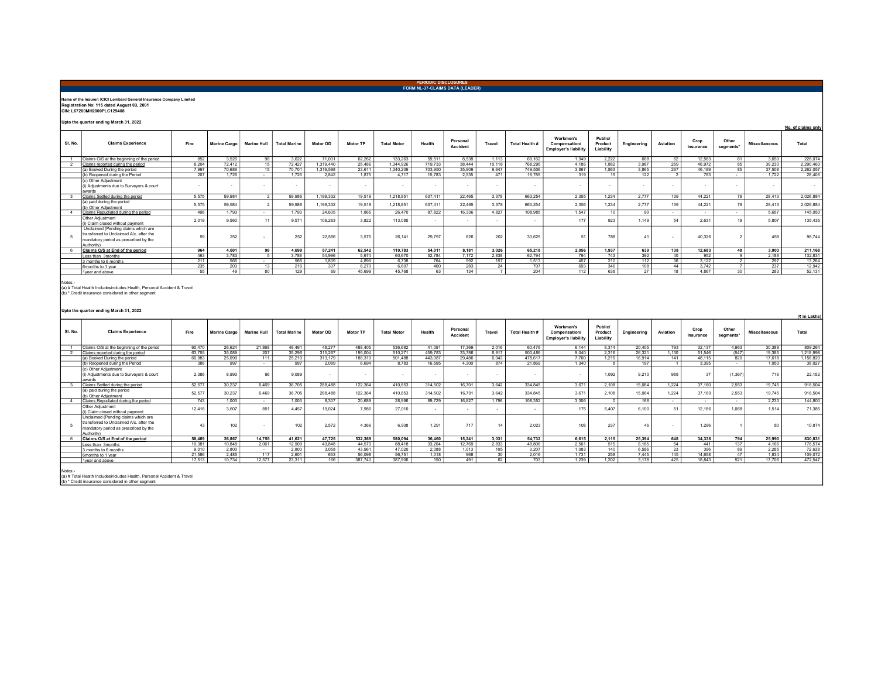**PERIODIC DISCLOSURES**

**FORM NL-37-CLAIMS DATA (LEADER)**

**Name of the Insurer: ICICI Lombard General Insurance Company Limited**
**Registration No: 115 dated August 03, 2001**
**CIN: L67200MH2000PLC129408**

**Upto the quarter ending March 31, 2022**

**No. of claims only**

| Sl. No. | Claims Experience | Fire | Marine Cargo | Marine Hull | Total Marine | Motor OD | Motor TP | Total Motor | Health | Personal Accident | Travel | Total Health # | Workmen's Compensation/ Employer's liability | Public/ Product Liability | Engineering | Aviation | Crop Insurance | Other segments* | Miscellaneous | Total |
|---|---|---|---|---|---|---|---|---|---|---|---|---|---|---|---|---|---|---|---|---|
| 1 | Claims O/S at the beginning of the period | 852 | 3,526 | 96 | 3,622 | 71,001 | 62,262 | 133,263 | 59,511 | 8,538 | 1,113 | 69,162 | 1,949 | 2,222 | 668 | 62 | 12,563 | 61 | 3,650 | 228,074 |
| 2 | Claims reported during the period | 8,204 | 72,412 | 15 | 72,427 | 1,319,440 | 25,486 | 1,344,926 | 719,733 | 38,444 | 10,118 | 768,295 | 4,186 | 1,882 | 3,987 | 269 | 46,972 | 85 | 39,230 | 2,290,463 |
| | (a) Booked During the period | 7,997 | 70,686 | 15 | 70,701 | 1,316,598 | 23,611 | 1,340,209 | 703,950 | 35,909 | 9,647 | 749,506 | 3,867 | 1,863 | 3,865 | 267 | 46,189 | 85 | 37,508 | 2,262,057 |
| | (b) Reopened during the Period | 207 | 1,726 | - | 1,726 | 2,842 | 1,875 | 4,717 | 15,783 | 2,535 | 471 | 18,789 | 319 | 19 | 122 | 2 | 783 | - | 1,722 | 28,406 |
| | (c) Other Adjustment (i) Adjustments due to Surveyors & court awards | - | - | - | - | - | - | - | - | - | - | - | - | - | - | - | - | - | - | - |
| 3 | Claims Settled during the period | 5,575 | 59,984 | 2 | 59,986 | 1,199,332 | 19,519 | 1,218,851 | 637,411 | 22,465 | 3,378 | 663,254 | 2,355 | 1,234 | 2,777 | 139 | 44,221 | 79 | 28,413 | 2,026,884 |
| | (a) paid during the period (b) Other Adjustment | 5,575 | 59,984 | 2 | 59,986 | 1,199,332 | 19,519 | 1,218,851 | 637,411 | 22,465 | 3,378 | 663,254 | 2,355 | 1,234 | 2,777 | 139 | 44,221 | 79 | 28,413 | 2,026,884 |
| 4 | Claims Repudiated during the period | 498 | 1,793 | - | 1,793 | 24,605 | 1,865 | 26,470 | 87,822 | 16,336 | 4,827 | 108,985 | 1,547 | 10 | 90 | - | - | - | 5,657 | 145,050 |
| | Other Adjustment (i) Claim closed without payment | 2,019 | 9,560 | 11 | 9,571 | 109,263 | 3,822 | 113,085 | - | - | - | - | 177 | 923 | 1,149 | 54 | 2,631 | 19 | 5,807 | 135,435 |
| 5 | Unclaimed (Pending claims which are transferred to Unclaimed A/c. after the mandatory period as prescribed by the Authority) | 59 | 252 | - | 252 | 22,566 | 3,575 | 26,141 | 29,797 | 626 | 202 | 30,625 | 51 | 788 | 41 | - | 40,326 | 2 | 459 | 98,744 |
| 6 | **Claims O/S at End of the period** | **964** | **4,601** | **98** | **4,699** | **57,241** | **62,542** | **119,783** | **54,011** | **8,181** | **3,026** | **65,218** | **2,056** | **1,937** | **639** | **138** | **12,683** | **48** | **3,003** | **211,168** |
| | Less than 3months | 463 | 3,783 | 5 | 3,788 | 54,996 | 5,674 | 60,670 | 52,784 | 7,172 | 2,838 | 62,794 | 794 | 743 | 392 | 40 | 952 | 9 | 2,186 | 132,831 |
| | 3 months to 6 months | 211 | 566 | - | 566 | 1,839 | 4,899 | 6,738 | 764 | 592 | 157 | 1,513 | 457 | 210 | 112 | 36 | 3,122 | 2 | 297 | 13,264 |
| | 6months to 1 year | 235 | 203 | 13 | 216 | 337 | 6,270 | 6,607 | 400 | 283 | 24 | 707 | 693 | 346 | 108 | 44 | 3,742 | 7 | 237 | 12,942 |
| | 1year and above | 55 | 49 | 80 | 129 | 69 | 45,699 | 45,768 | 63 | 134 | 7 | 204 | 112 | 638 | 27 | 18 | 4,867 | 30 | 283 | 52,131 |

Notes:-
(a) # Total Health Includesincludes Health, Personal Accident & Travel
(b) * Credit insurance considered in other segment

**Upto the quarter ending March 31, 2022**

**(₹ in Lakhs)**

| Sl. No. | Claims Experience | Fire | Marine Cargo | Marine Hull | Total Marine | Motor OD | Motor TP | Total Motor | Health | Personal Accident | Travel | Total Health # | Workmen's Compensation/ Employer's liability | Public/ Product Liability | Engineering | Aviation | Crop Insurance | Other segments* | Miscellaneous | Total |
|---|---|---|---|---|---|---|---|---|---|---|---|---|---|---|---|---|---|---|---|---|
| 1 | Claims O/S at the beginning of the period | 60,470 | 26,624 | 21,868 | 48,491 | 48,277 | 488,405 | 536,682 | 41,091 | 17,369 | 2,016 | 60,476 | 6,144 | 8,314 | 20,405 | 793 | 32,137 | 4,963 | 30,389 | 809,264 |
| 2 | Claims reported during the period | 63,755 | 35,089 | 207 | 35,296 | 315,267 | 195,004 | 510,271 | 459,783 | 33,786 | 6,917 | 500,486 | 9,040 | 2,316 | 26,321 | 1,130 | 51,546 | (547) | 19,385 | 1,218,998 |
| | (a) Booked During the period | 60,983 | 25,099 | 111 | 25,210 | 313,179 | 188,310 | 501,488 | 443,087 | 29,486 | 6,043 | 478,617 | 7,700 | 1,215 | 16,914 | 141 | 48,115 | 820 | 17,618 | 1,158,820 |
| | (b) Reopened during the Period | 386 | 997 | - | 997 | 2,089 | 6,694 | 8,783 | 16,695 | 4,300 | 874 | 21,869 | 1,340 | 8 | 197 | 1 | 3,395 | - | 1,050 | 38,027 |
| | (c) Other Adjustment (i) Adjustments due to Surveyors & court awards | 2,386 | 8,993 | 96 | 9,089 | - | - | - | - | - | - | - | - | 1,092 | 9,210 | 988 | 37 | (1,367) | 716 | 22,152 |
| 3 | Claims Settled during the period | 52,577 | 30,237 | 6,469 | 36,705 | 288,488 | 122,364 | 410,853 | 314,502 | 16,701 | 3,642 | 334,845 | 3,671 | 2,108 | 15,064 | 1,224 | 37,160 | 2,553 | 19,745 | 916,504 |
| | (a) paid during the period (b) Other Adjustment | 52,577 | 30,237 | 6,469 | 36,705 | 288,488 | 122,364 | 410,853 | 314,502 | 16,701 | 3,642 | 334,845 | 3,671 | 2,108 | 15,064 | 1,224 | 37,160 | 2,553 | 19,745 | 916,504 |
| 4 | Claims Repudiated during the period | 743 | 1,003 | - | 1,003 | 8,307 | 20,689 | 28,996 | 89,729 | 16,827 | 1,796 | 108,352 | 3,306 | 0 | 168 | - | - | - | 2,233 | 144,800 |
| | Other Adjustment (i) Claim closed without payment | 12,416 | 3,607 | 851 | 4,457 | 19,024 | 7,986 | 27,010 | - | - | - | - | 175 | 6,407 | 6,100 | 51 | 12,186 | 1,068 | 1,514 | 71,385 |
| 5 | Unclaimed (Pending claims which are transferred to Unclaimed A/c. after the mandatory period as prescribed by the Authority) | 43 | 102 | - | 102 | 2,572 | 4,366 | 6,938 | 1,291 | 717 | 14 | 2,023 | 108 | 237 | 46 | - | 1,296 | 1 | 80 | 10,874 |
| 6 | **Claims O/S at End of the period** | **58,489** | **26,867** | **14,755** | **41,621** | **47,725** | **532,369** | **580,094** | **36,460** | **15,241** | **3,031** | **54,732** | **6,615** | **2,115** | **25,394** | **648** | **34,338** | **794** | **25,990** | **830,831** |
| | Less than 3months | 10,381 | 10,848 | 2,061 | 12,909 | 43,848 | 44,570 | 88,418 | 33,204 | 12,769 | 2,833 | 48,806 | 2,561 | 515 | 8,185 | 54 | 441 | 137 | 4,166 | 176,574 |
| | 3 months to 6 months | 9,010 | 2,800 | - | 2,800 | 3,058 | 43,961 | 47,020 | 2,088 | 1,013 | 105 | 3,207 | 1,083 | 140 | 6,586 | 23 | 396 | 89 | 2,285 | 72,638 |
| | 6months to 1 year | 21,586 | 2,485 | 117 | 2,601 | 653 | 56,098 | 56,751 | 1,018 | 968 | 30 | 2,016 | 1,731 | 258 | 7,445 | 145 | 14,658 | 47 | 1,834 | 109,072 |
| | 1year and above | 17,513 | 10,734 | 12,577 | 23,311 | 166 | 387,740 | 387,906 | 150 | 491 | 62 | 703 | 1,239 | 1,202 | 3,178 | 425 | 18,843 | 521 | 17,706 | 472,547 |

Notes:-
(a) # Total Health Includesincludes Health, Personal Accident & Travel
(b) * Credit insurance considered in other segment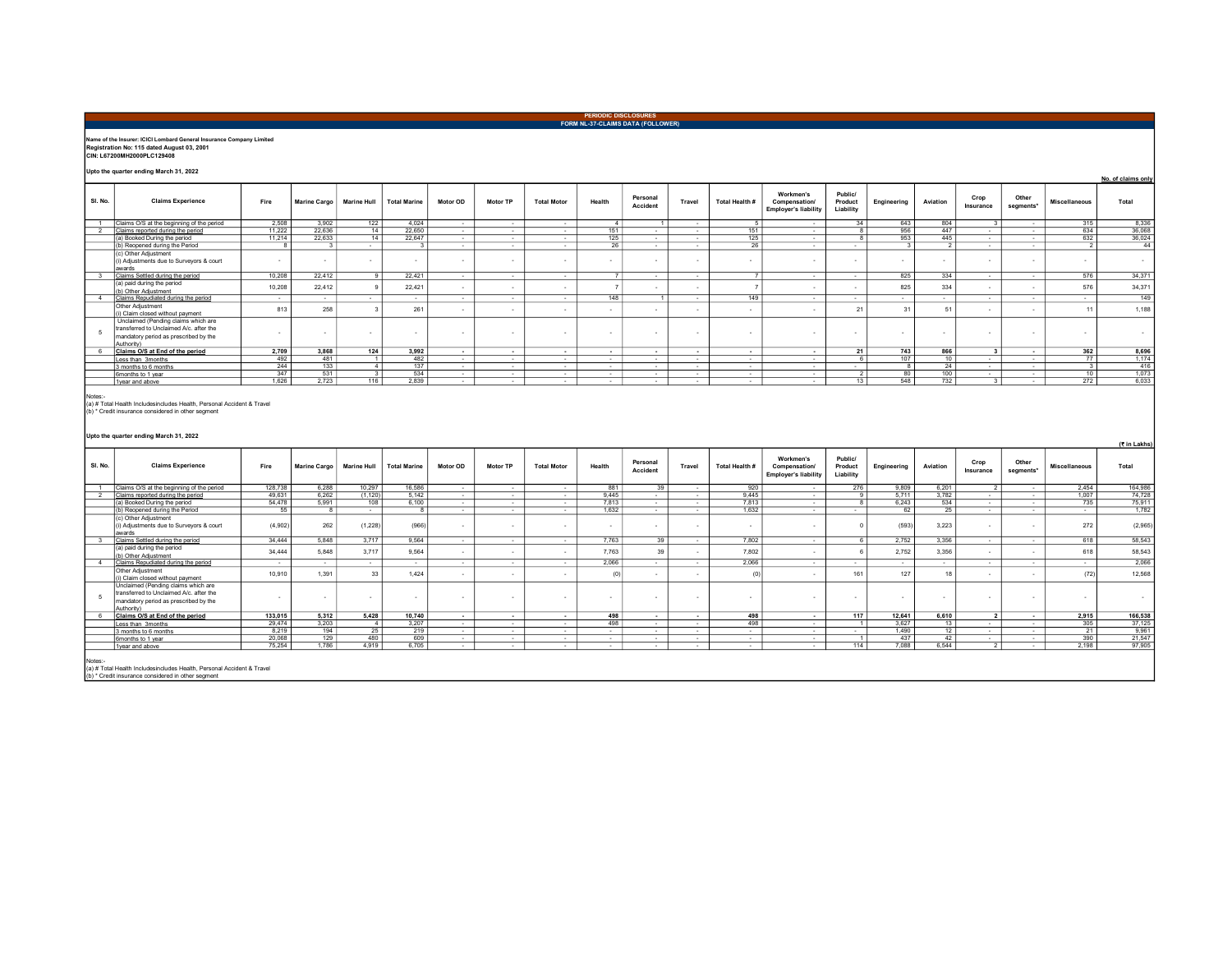PERIODIC DISCLOSURES

FORM NL-37-CLAIMS DATA (FOLLOWER)

**Name of the Insurer: ICICI Lombard General Insurance Company Limited**
**Registration No: 115 dated August 03, 2001**
**CIN: L67200MH2000PLC129408**

**Upto the quarter ending March 31, 2022**

No. of claims only

| Sl. No. | Claims Experience | Fire | Marine Cargo | Marine Hull | Total Marine | Motor OD | Motor TP | Total Motor | Health | Personal Accident | Travel | Total Health # | Workmen's Compensation/ Employer's liability | Public/ Product Liability | Engineering | Aviation | Crop Insurance | Other segments* | Miscellaneous | Total |
|---|---|---|---|---|---|---|---|---|---|---|---|---|---|---|---|---|---|---|---|---|
| 1 | Claims O/S at the beginning of the period | 2,508 | 3,902 | 122 | 4,024 | - | - | - | 4 | 1 | - | 5 | - | 34 | 643 | 804 | 3 | - | 315 | 8,336 |
| 2 | Claims reported during the period | 11,222 | 22,636 | 14 | 22,650 | - | - | - | 151 | - | - | 151 | - | 8 | 956 | 447 | - | - | 634 | 36,068 |
| | (a) Booked During the period | 11,214 | 22,633 | 14 | 22,647 | - | - | - | 125 | - | - | 125 | - | 8 | 953 | 445 | - | - | 632 | 36,024 |
| | (b) Reopened during the Period | 8 | 3 | - | 3 | - | - | - | 26 | - | - | 26 | - | - | 3 | 2 | - | - | 2 | 44 |
| | (c) Other Adjustment (i) Adjustments due to Surveyors & court awards | - | - | - | - | - | - | - | - | - | - | - | - | - | - | - | - | - | - | - |
| 3 | Claims Settled during the period | 10,208 | 22,412 | 9 | 22,421 | - | - | - | 7 | - | - | 7 | - | - | 825 | 334 | - | - | 576 | 34,371 |
| | (a) paid during the period (b) Other Adjustment | 10,208 | 22,412 | 9 | 22,421 | - | - | - | 7 | - | - | 7 | - | - | 825 | 334 | - | - | 576 | 34,371 |
| 4 | Claims Repudiated during the period | - | - | - | - | - | - | - | 148 | 1 | - | 149 | - | - | - | - | - | - | - | 149 |
| | Other Adjustment (i) Claim closed without payment | 813 | 258 | 3 | 261 | - | - | - | - | - | - | - | - | 21 | 31 | 51 | - | - | 11 | 1,188 |
| 5 | Unclaimed (Pending claims which are transferred to Unclaimed A/c. after the mandatory period as prescribed by the Authority) | - | - | - | - | - | - | - | - | - | - | - | - | - | - | - | - | - | - | - |
| 6 | **Claims O/S at End of the period** | **2,709** | **3,868** | **124** | **3,992** | **-** | **-** | **-** | **-** | **-** | **-** | **-** | **-** | **21** | **743** | **866** | **3** | **-** | **362** | **8,696** |
| | Less than 3months | 492 | 481 | 1 | 482 | - | - | - | - | - | - | - | - | 6 | 107 | 10 | - | - | 77 | 1,174 |
| | 3 months to 6 months | 244 | 133 | 4 | 137 | - | - | - | - | - | - | - | - | - | 8 | 24 | - | - | 3 | 416 |
| | 6months to 1 year | 347 | 531 | 3 | 534 | - | - | - | - | - | - | - | - | 2 | 80 | 100 | - | - | 10 | 1,073 |
| | 1year and above | 1,626 | 2,723 | 116 | 2,839 | - | - | - | - | - | - | - | - | 13 | 548 | 732 | 3 | - | 272 | 6,033 |

Notes:-
(a) # Total Health Includesincludes Health, Personal Accident & Travel
(b) * Credit insurance considered in other segment

**Upto the quarter ending March 31, 2022**

(₹ in Lakhs)

| Sl. No. | Claims Experience | Fire | Marine Cargo | Marine Hull | Total Marine | Motor OD | Motor TP | Total Motor | Health | Personal Accident | Travel | Total Health # | Workmen's Compensation/ Employer's liability | Public/ Product Liability | Engineering | Aviation | Crop Insurance | Other segments* | Miscellaneous | Total |
|---|---|---|---|---|---|---|---|---|---|---|---|---|---|---|---|---|---|---|---|---|
| 1 | Claims O/S at the beginning of the period | 128,738 | 6,288 | 10,297 | 16,586 | - | - | - | 881 | 39 | - | 920 | - | 276 | 9,809 | 6,201 | 2 | - | 2,454 | 164,986 |
| 2 | Claims reported during the period | 49,631 | 6,262 | (1,120) | 5,142 | - | - | - | 9,445 | - | - | 9,445 | - | 9 | 5,711 | 3,782 | - | - | 1,007 | 74,728 |
| | (a) Booked During the period | 54,478 | 5,991 | 108 | 6,100 | - | - | - | 7,813 | - | - | 7,813 | - | 8 | 6,243 | 534 | - | - | 735 | 75,911 |
| | (b) Reopened during the Period | 55 | 8 | - | 8 | - | - | - | 1,632 | - | - | 1,632 | - | - | 62 | 25 | - | - | - | 1,782 |
| | (c) Other Adjustment (i) Adjustments due to Surveyors & court awards | (4,902) | 262 | (1,228) | (966) | - | - | - | - | - | - | - | - | 0 | (593) | 3,223 | - | - | 272 | (2,965) |
| 3 | Claims Settled during the period | 34,444 | 5,848 | 3,717 | 9,564 | - | - | - | 7,763 | 39 | - | 7,802 | - | 6 | 2,752 | 3,356 | - | - | 618 | 58,543 |
| | (a) paid during the period (b) Other Adjustment | 34,444 | 5,848 | 3,717 | 9,564 | - | - | - | 7,763 | 39 | - | 7,802 | - | 6 | 2,752 | 3,356 | - | - | 618 | 58,543 |
| 4 | Claims Repudiated during the period | - | - | - | - | - | - | - | 2,066 | - | - | 2,066 | - | - | - | - | - | - | - | 2,066 |
| | Other Adjustment (i) Claim closed without payment | 10,910 | 1,391 | 33 | 1,424 | - | - | - | (0) | - | - | (0) | - | 161 | 127 | 18 | - | - | (72) | 12,568 |
| 5 | Unclaimed (Pending claims which are transferred to Unclaimed A/c. after the mandatory period as prescribed by the Authority) | - | - | - | - | - | - | - | - | - | - | - | - | - | - | - | - | - | - | - |
| 6 | **Claims O/S at End of the period** | **133,015** | **5,312** | **5,428** | **10,740** | **-** | **-** | **-** | **498** | **-** | **-** | **498** | **-** | **117** | **12,641** | **6,610** | **2** | **-** | **2,915** | **166,538** |
| | Less than 3months | 29,474 | 3,203 | 4 | 3,207 | - | - | - | 498 | - | - | 498 | - | 1 | 3,627 | 13 | - | - | 305 | 37,125 |
| | 3 months to 6 months | 8,219 | 194 | 25 | 219 | - | - | - | - | - | - | - | - | - | 1,490 | 12 | - | - | 21 | 9,961 |
| | 6months to 1 year | 20,068 | 129 | 480 | 609 | - | - | - | - | - | - | - | - | 1 | 437 | 42 | - | - | 390 | 21,547 |
| | 1year and above | 75,254 | 1,786 | 4,919 | 6,705 | - | - | - | - | - | - | - | - | 114 | 7,088 | 6,544 | 2 | - | 2,198 | 97,905 |

Notes:-
(a) # Total Health Includesincludes Health, Personal Accident & Travel
(b) * Credit insurance considered in other segment